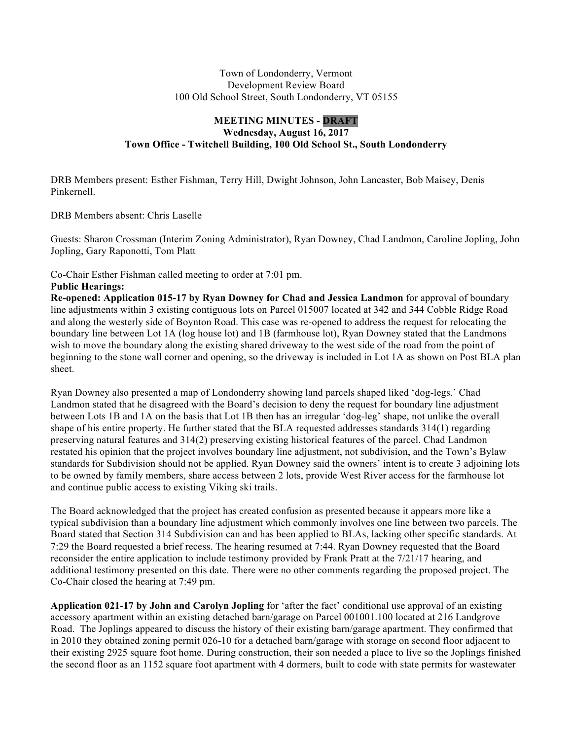Town of Londonderry, Vermont
Development Review Board
100 Old School Street, South Londonderry, VT 05155

**MEETING MINUTES - DRAFT**
**Wednesday, August 16, 2017**
**Town Office - Twitchell Building, 100 Old School St., South Londonderry**

DRB Members present: Esther Fishman, Terry Hill, Dwight Johnson, John Lancaster, Bob Maisey, Denis Pinkernell.

DRB Members absent: Chris Laselle

Guests: Sharon Crossman (Interim Zoning Administrator), Ryan Downey, Chad Landmon, Caroline Jopling, John Jopling, Gary Raponotti, Tom Platt

Co-Chair Esther Fishman called meeting to order at 7:01 pm.

**Public Hearings:**

**Re-opened: Application 015-17 by Ryan Downey for Chad and Jessica Landmon** for approval of boundary line adjustments within 3 existing contiguous lots on Parcel 015007 located at 342 and 344 Cobble Ridge Road and along the westerly side of Boynton Road. This case was re-opened to address the request for relocating the boundary line between Lot 1A (log house lot) and 1B (farmhouse lot), Ryan Downey stated that the Landmons wish to move the boundary along the existing shared driveway to the west side of the road from the point of beginning to the stone wall corner and opening, so the driveway is included in Lot 1A as shown on Post BLA plan sheet.

Ryan Downey also presented a map of Londonderry showing land parcels shaped liked 'dog-legs.' Chad Landmon stated that he disagreed with the Board's decision to deny the request for boundary line adjustment between Lots 1B and 1A on the basis that Lot 1B then has an irregular 'dog-leg' shape, not unlike the overall shape of his entire property. He further stated that the BLA requested addresses standards 314(1) regarding preserving natural features and 314(2) preserving existing historical features of the parcel. Chad Landmon restated his opinion that the project involves boundary line adjustment, not subdivision, and the Town's Bylaw standards for Subdivision should not be applied. Ryan Downey said the owners' intent is to create 3 adjoining lots to be owned by family members, share access between 2 lots, provide West River access for the farmhouse lot and continue public access to existing Viking ski trails.

The Board acknowledged that the project has created confusion as presented because it appears more like a typical subdivision than a boundary line adjustment which commonly involves one line between two parcels. The Board stated that Section 314 Subdivision can and has been applied to BLAs, lacking other specific standards. At 7:29 the Board requested a brief recess. The hearing resumed at 7:44. Ryan Downey requested that the Board reconsider the entire application to include testimony provided by Frank Pratt at the 7/21/17 hearing, and additional testimony presented on this date. There were no other comments regarding the proposed project. The Co-Chair closed the hearing at 7:49 pm.

**Application 021-17 by John and Carolyn Jopling** for 'after the fact' conditional use approval of an existing accessory apartment within an existing detached barn/garage on Parcel 001001.100 located at 216 Landgrove Road. The Joplings appeared to discuss the history of their existing barn/garage apartment. They confirmed that in 2010 they obtained zoning permit 026-10 for a detached barn/garage with storage on second floor adjacent to their existing 2925 square foot home. During construction, their son needed a place to live so the Joplings finished the second floor as an 1152 square foot apartment with 4 dormers, built to code with state permits for wastewater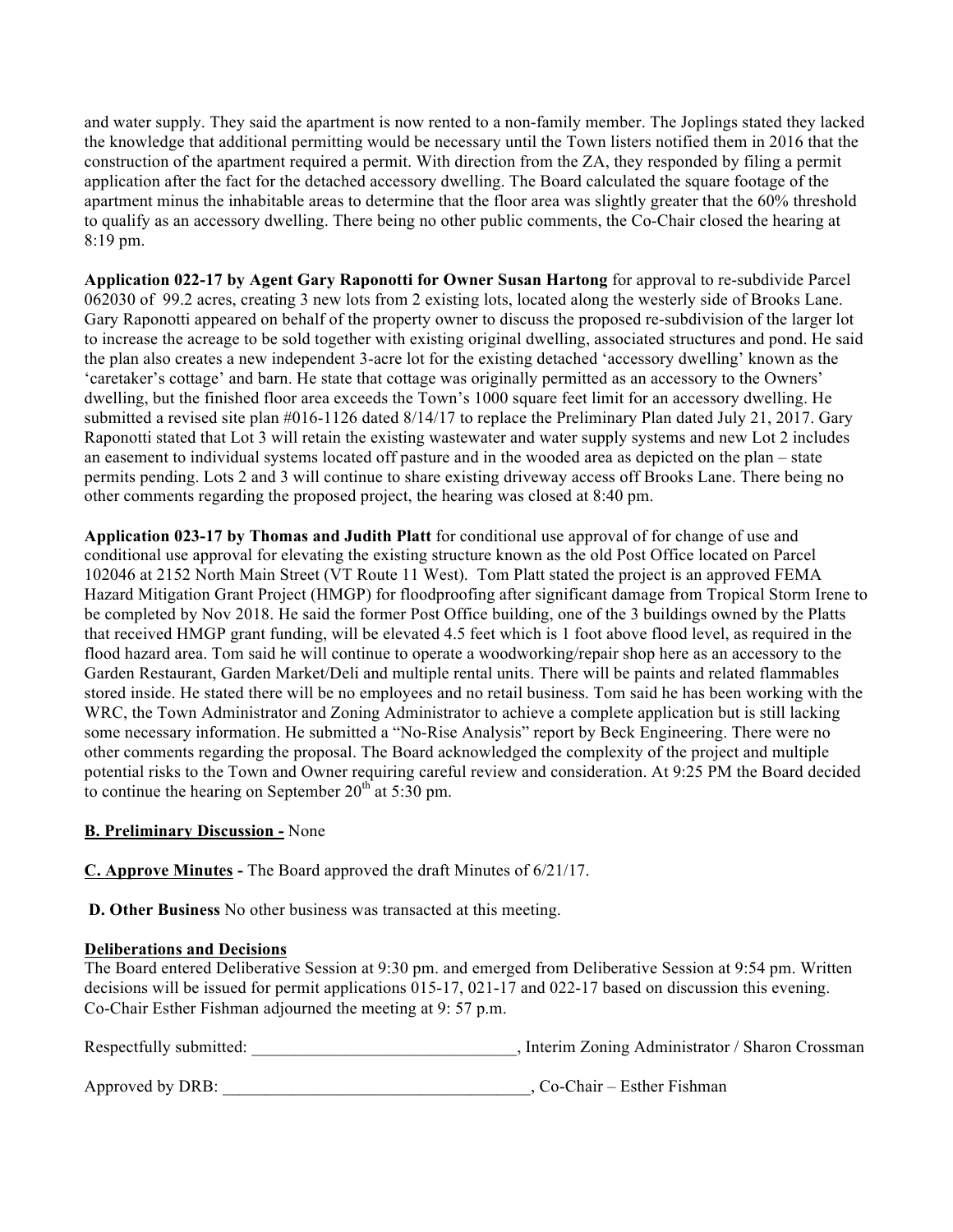and water supply. They said the apartment is now rented to a non-family member. The Joplings stated they lacked the knowledge that additional permitting would be necessary until the Town listers notified them in 2016 that the construction of the apartment required a permit. With direction from the ZA, they responded by filing a permit application after the fact for the detached accessory dwelling. The Board calculated the square footage of the apartment minus the inhabitable areas to determine that the floor area was slightly greater that the 60% threshold to qualify as an accessory dwelling. There being no other public comments, the Co-Chair closed the hearing at 8:19 pm.

**Application 022-17 by Agent Gary Raponotti for Owner Susan Hartong** for approval to re-subdivide Parcel 062030 of 99.2 acres, creating 3 new lots from 2 existing lots, located along the westerly side of Brooks Lane. Gary Raponotti appeared on behalf of the property owner to discuss the proposed re-subdivision of the larger lot to increase the acreage to be sold together with existing original dwelling, associated structures and pond. He said the plan also creates a new independent 3-acre lot for the existing detached 'accessory dwelling' known as the 'caretaker's cottage' and barn. He state that cottage was originally permitted as an accessory to the Owners' dwelling, but the finished floor area exceeds the Town's 1000 square feet limit for an accessory dwelling. He submitted a revised site plan #016-1126 dated 8/14/17 to replace the Preliminary Plan dated July 21, 2017. Gary Raponotti stated that Lot 3 will retain the existing wastewater and water supply systems and new Lot 2 includes an easement to individual systems located off pasture and in the wooded area as depicted on the plan – state permits pending. Lots 2 and 3 will continue to share existing driveway access off Brooks Lane. There being no other comments regarding the proposed project, the hearing was closed at 8:40 pm.

**Application 023-17 by Thomas and Judith Platt** for conditional use approval of for change of use and conditional use approval for elevating the existing structure known as the old Post Office located on Parcel 102046 at 2152 North Main Street (VT Route 11 West). Tom Platt stated the project is an approved FEMA Hazard Mitigation Grant Project (HMGP) for floodproofing after significant damage from Tropical Storm Irene to be completed by Nov 2018. He said the former Post Office building, one of the 3 buildings owned by the Platts that received HMGP grant funding, will be elevated 4.5 feet which is 1 foot above flood level, as required in the flood hazard area. Tom said he will continue to operate a woodworking/repair shop here as an accessory to the Garden Restaurant, Garden Market/Deli and multiple rental units. There will be paints and related flammables stored inside. He stated there will be no employees and no retail business. Tom said he has been working with the WRC, the Town Administrator and Zoning Administrator to achieve a complete application but is still lacking some necessary information. He submitted a "No-Rise Analysis" report by Beck Engineering. There were no other comments regarding the proposal. The Board acknowledged the complexity of the project and multiple potential risks to the Town and Owner requiring careful review and consideration. At 9:25 PM the Board decided to continue the hearing on September 20th at 5:30 pm.

**B. Preliminary Discussion -** None

**C. Approve Minutes -** The Board approved the draft Minutes of 6/21/17.

**D. Other Business** No other business was transacted at this meeting.

**Deliberations and Decisions**

The Board entered Deliberative Session at 9:30 pm. and emerged from Deliberative Session at 9:54 pm. Written decisions will be issued for permit applications 015-17, 021-17 and 022-17 based on discussion this evening. Co-Chair Esther Fishman adjourned the meeting at 9: 57 p.m.

Respectfully submitted: _______________________________, Interim Zoning Administrator / Sharon Crossman

Approved by DRB: ____________________________________, Co-Chair – Esther Fishman